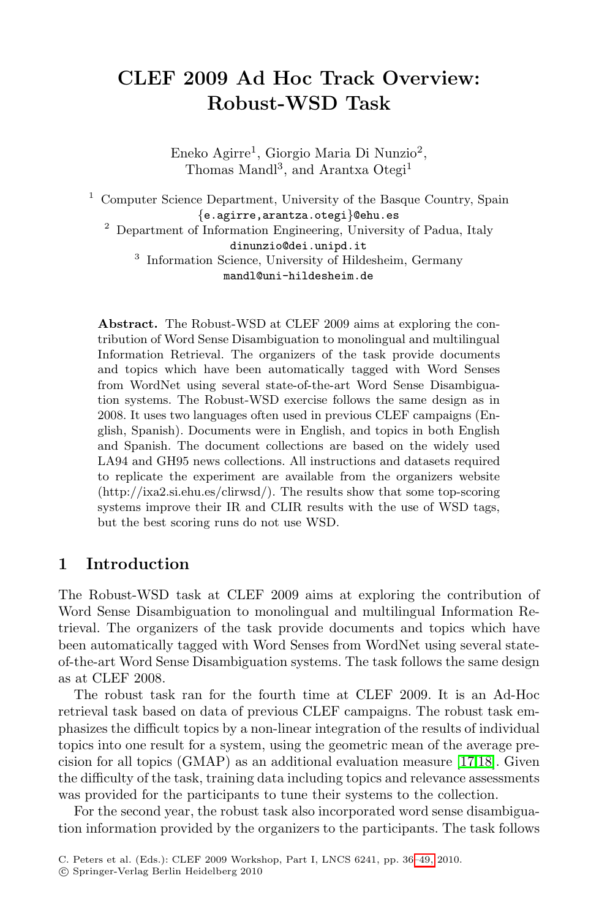# CLEF 2009 Ad Hoc Track Overview: Robust-WSD Task

Eneko Agirre[1], Giorgio Maria Di Nunzio[2], Thomas Mandl[3], and Arantxa Otegi[1]

[1] Computer Science Department, University of the Basque Country, Spain
{e.agirre,arantza.otegi}@ehu.es

[2] Department of Information Engineering, University of Padua, Italy
dinunzio@dei.unipd.it

[3] Information Science, University of Hildesheim, Germany
mandl@uni-hildesheim.de

**Abstract.** The Robust-WSD at CLEF 2009 aims at exploring the contribution of Word Sense Disambiguation to monolingual and multilingual Information Retrieval. The organizers of the task provide documents and topics which have been automatically tagged with Word Senses from WordNet using several state-of-the-art Word Sense Disambiguation systems. The Robust-WSD exercise follows the same design as in 2008. It uses two languages often used in previous CLEF campaigns (English, Spanish). Documents were in English, and topics in both English and Spanish. The document collections are based on the widely used LA94 and GH95 news collections. All instructions and datasets required to replicate the experiment are available from the organizers website (http://ixa2.si.ehu.es/clirwsd/). The results show that some top-scoring systems improve their IR and CLIR results with the use of WSD tags, but the best scoring runs do not use WSD.

## 1 Introduction

The Robust-WSD task at CLEF 2009 aims at exploring the contribution of Word Sense Disambiguation to monolingual and multilingual Information Retrieval. The organizers of the task provide documents and topics which have been automatically tagged with Word Senses from WordNet using several state-of-the-art Word Sense Disambiguation systems. The task follows the same design as at CLEF 2008.

The robust task ran for the fourth time at CLEF 2009. It is an Ad-Hoc retrieval task based on data of previous CLEF campaigns. The robust task emphasizes the difficult topics by a non-linear integration of the results of individual topics into one result for a system, using the geometric mean of the average precision for all topics (GMAP) as an additional evaluation measure [17,18]. Given the difficulty of the task, training data including topics and relevance assessments was provided for the participants to tune their systems to the collection.

For the second year, the robust task also incorporated word sense disambiguation information provided by the organizers to the participants. The task follows

C. Peters et al. (Eds.): CLEF 2009 Workshop, Part I, LNCS 6241, pp. 36–49, 2010.
© Springer-Verlag Berlin Heidelberg 2010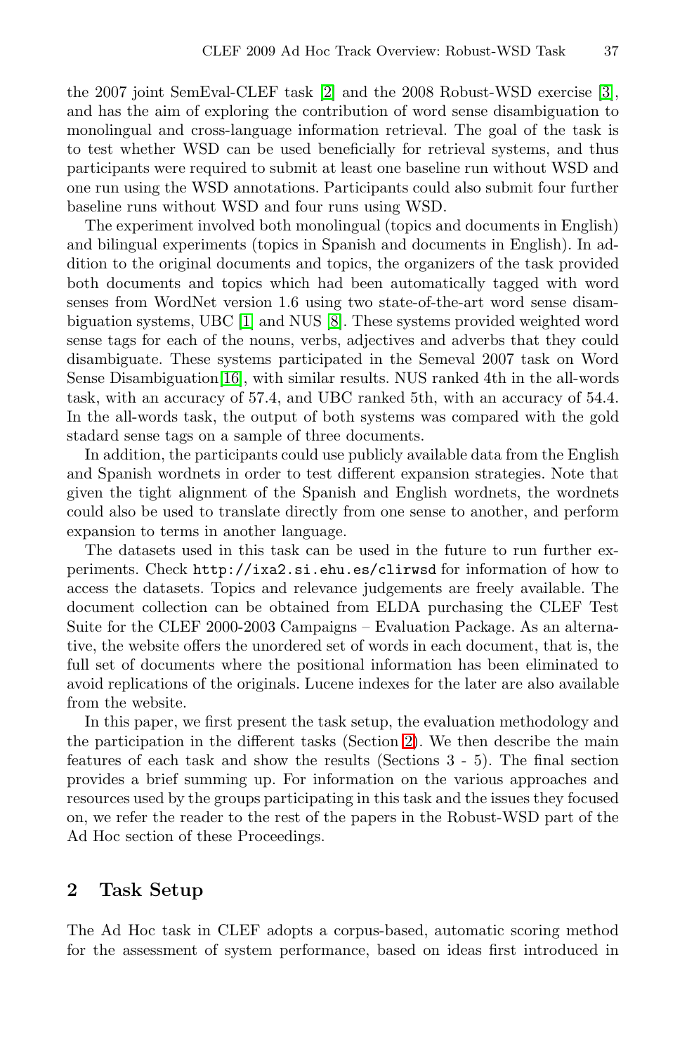the 2007 joint SemEval-CLEF task [2] and the 2008 Robust-WSD exercise [3], and has the aim of exploring the contribution of word sense disambiguation to monolingual and cross-language information retrieval. The goal of the task is to test whether WSD can be used beneficially for retrieval systems, and thus participants were required to submit at least one baseline run without WSD and one run using the WSD annotations. Participants could also submit four further baseline runs without WSD and four runs using WSD.

The experiment involved both monolingual (topics and documents in English) and bilingual experiments (topics in Spanish and documents in English). In addition to the original documents and topics, the organizers of the task provided both documents and topics which had been automatically tagged with word senses from WordNet version 1.6 using two state-of-the-art word sense disambiguation systems, UBC [1] and NUS [8]. These systems provided weighted word sense tags for each of the nouns, verbs, adjectives and adverbs that they could disambiguate. These systems participated in the Semeval 2007 task on Word Sense Disambiguation[16], with similar results. NUS ranked 4th in the all-words task, with an accuracy of 57.4, and UBC ranked 5th, with an accuracy of 54.4. In the all-words task, the output of both systems was compared with the gold stadard sense tags on a sample of three documents.

In addition, the participants could use publicly available data from the English and Spanish wordnets in order to test different expansion strategies. Note that given the tight alignment of the Spanish and English wordnets, the wordnets could also be used to translate directly from one sense to another, and perform expansion to terms in another language.

The datasets used in this task can be used in the future to run further experiments. Check `http://ixa2.si.ehu.es/clirwsd` for information of how to access the datasets. Topics and relevance judgements are freely available. The document collection can be obtained from ELDA purchasing the CLEF Test Suite for the CLEF 2000-2003 Campaigns – Evaluation Package. As an alternative, the website offers the unordered set of words in each document, that is, the full set of documents where the positional information has been eliminated to avoid replications of the originals. Lucene indexes for the later are also available from the website.

In this paper, we first present the task setup, the evaluation methodology and the participation in the different tasks (Section 2). We then describe the main features of each task and show the results (Sections 3 - 5). The final section provides a brief summing up. For information on the various approaches and resources used by the groups participating in this task and the issues they focused on, we refer the reader to the rest of the papers in the Robust-WSD part of the Ad Hoc section of these Proceedings.

## 2 Task Setup

The Ad Hoc task in CLEF adopts a corpus-based, automatic scoring method for the assessment of system performance, based on ideas first introduced in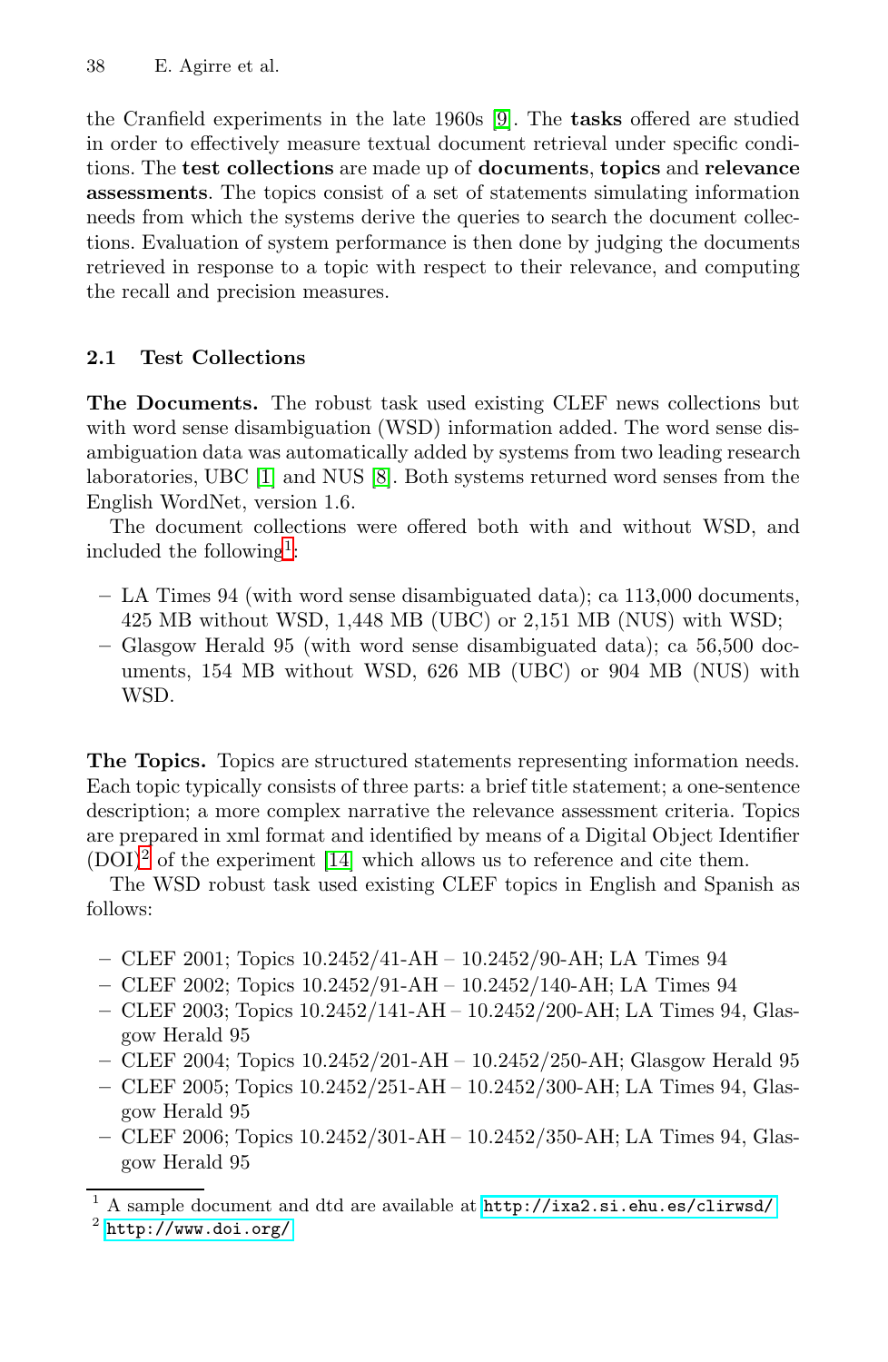the Cranfield experiments in the late 1960s [9]. The **tasks** offered are studied in order to effectively measure textual document retrieval under specific conditions. The **test collections** are made up of **documents**, **topics** and **relevance assessments**. The topics consist of a set of statements simulating information needs from which the systems derive the queries to search the document collections. Evaluation of system performance is then done by judging the documents retrieved in response to a topic with respect to their relevance, and computing the recall and precision measures.

### 2.1 Test Collections

**The Documents.** The robust task used existing CLEF news collections but with word sense disambiguation (WSD) information added. The word sense disambiguation data was automatically added by systems from two leading research laboratories, UBC [1] and NUS [8]. Both systems returned word senses from the English WordNet, version 1.6.

The document collections were offered both with and without WSD, and included the following[1]:

- LA Times 94 (with word sense disambiguated data); ca 113,000 documents, 425 MB without WSD, 1,448 MB (UBC) or 2,151 MB (NUS) with WSD;
- Glasgow Herald 95 (with word sense disambiguated data); ca 56,500 documents, 154 MB without WSD, 626 MB (UBC) or 904 MB (NUS) with WSD.

**The Topics.** Topics are structured statements representing information needs. Each topic typically consists of three parts: a brief title statement; a one-sentence description; a more complex narrative the relevance assessment criteria. Topics are prepared in xml format and identified by means of a Digital Object Identifier (DOI)[2] of the experiment [14] which allows us to reference and cite them.

The WSD robust task used existing CLEF topics in English and Spanish as follows:

- CLEF 2001; Topics 10.2452/41-AH – 10.2452/90-AH; LA Times 94
- CLEF 2002; Topics 10.2452/91-AH – 10.2452/140-AH; LA Times 94
- CLEF 2003; Topics 10.2452/141-AH – 10.2452/200-AH; LA Times 94, Glasgow Herald 95
- CLEF 2004; Topics 10.2452/201-AH – 10.2452/250-AH; Glasgow Herald 95
- CLEF 2005; Topics 10.2452/251-AH – 10.2452/300-AH; LA Times 94, Glasgow Herald 95
- CLEF 2006; Topics 10.2452/301-AH – 10.2452/350-AH; LA Times 94, Glasgow Herald 95

---

[1] A sample document and dtd are available at http://ixa2.si.ehu.es/clirwsd/

[2] http://www.doi.org/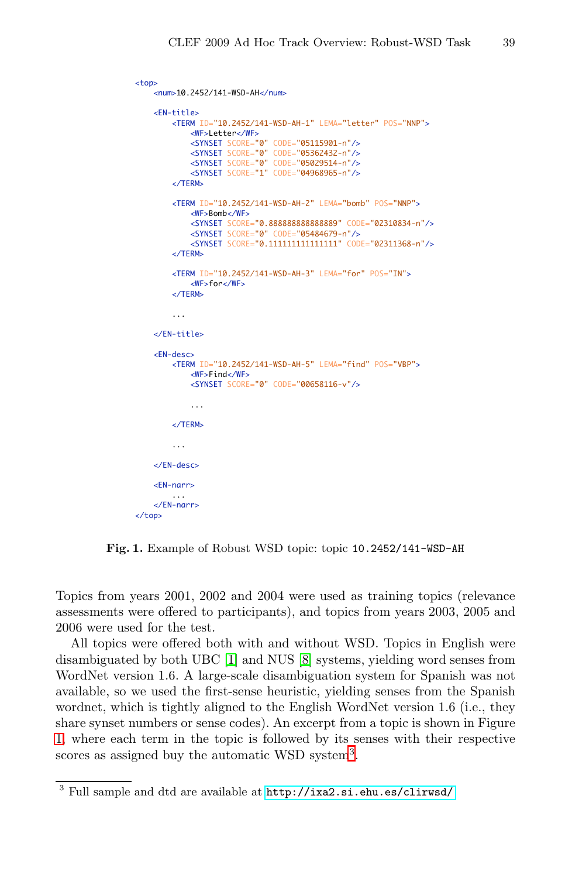```
<top>
    <num>10.2452/141-WSD-AH</num>

    <EN-title>
        <TERM ID="10.2452/141-WSD-AH-1" LEMA="letter" POS="NNP">
            <WF>Letter</WF>
            <SYNSET SCORE="0" CODE="05115901-n"/>
            <SYNSET SCORE="0" CODE="05362432-n"/>
            <SYNSET SCORE="0" CODE="05029514-n"/>
            <SYNSET SCORE="1" CODE="04968965-n"/>
        </TERM>

        <TERM ID="10.2452/141-WSD-AH-2" LEMA="bomb" POS="NNP">
            <WF>Bomb</WF>
            <SYNSET SCORE="0.888888888888889" CODE="02310834-n"/>
            <SYNSET SCORE="0" CODE="05484679-n"/>
            <SYNSET SCORE="0.111111111111111" CODE="02311368-n"/>
        </TERM>

        <TERM ID="10.2452/141-WSD-AH-3" LEMA="for" POS="IN">
            <WF>for</WF>
        </TERM>

        ...

    </EN-title>

    <EN-desc>
        <TERM ID="10.2452/141-WSD-AH-5" LEMA="find" POS="VBP">
            <WF>Find</WF>
            <SYNSET SCORE="0" CODE="00658116-v"/>

            ...

        </TERM>

        ...

    </EN-desc>

    <EN-narr>
        ...
    </EN-narr>
</top>
```

**Fig. 1.** Example of Robust WSD topic: topic `10.2452/141-WSD-AH`

Topics from years 2001, 2002 and 2004 were used as training topics (relevance assessments were offered to participants), and topics from years 2003, 2005 and 2006 were used for the test.

All topics were offered both with and without WSD. Topics in English were disambiguated by both UBC [1] and NUS [8] systems, yielding word senses from WordNet version 1.6. A large-scale disambiguation system for Spanish was not available, so we used the first-sense heuristic, yielding senses from the Spanish wordnet, which is tightly aligned to the English WordNet version 1.6 (i.e., they share synset numbers or sense codes). An excerpt from a topic is shown in Figure 1, where each term in the topic is followed by its senses with their respective scores as assigned buy the automatic WSD system[3].

[3] Full sample and dtd are available at http://ixa2.si.ehu.es/clirwsd/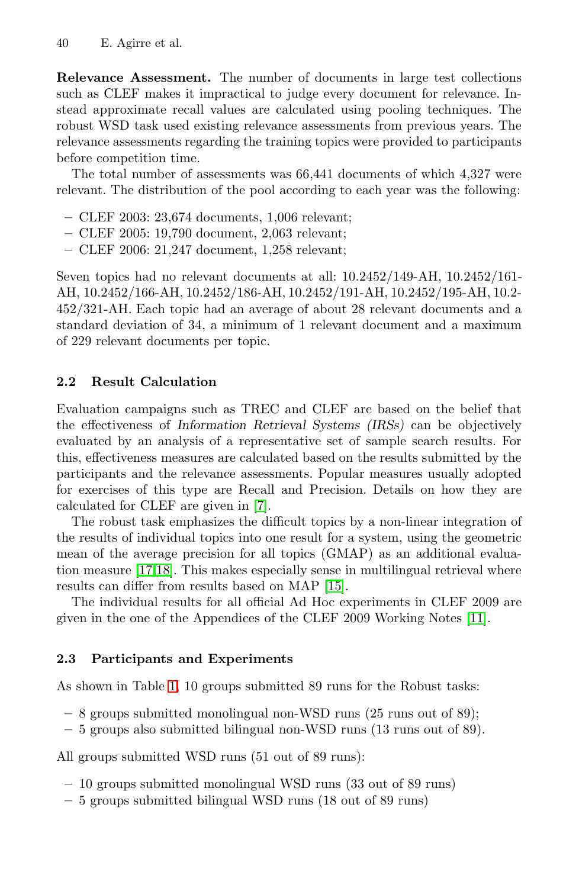**Relevance Assessment.** The number of documents in large test collections such as CLEF makes it impractical to judge every document for relevance. Instead approximate recall values are calculated using pooling techniques. The robust WSD task used existing relevance assessments from previous years. The relevance assessments regarding the training topics were provided to participants before competition time.

The total number of assessments was 66,441 documents of which 4,327 were relevant. The distribution of the pool according to each year was the following:

- CLEF 2003: 23,674 documents, 1,006 relevant;
- CLEF 2005: 19,790 document, 2,063 relevant;
- CLEF 2006: 21,247 document, 1,258 relevant;

Seven topics had no relevant documents at all: 10.2452/149-AH, 10.2452/161-AH, 10.2452/166-AH, 10.2452/186-AH, 10.2452/191-AH, 10.2452/195-AH, 10.2-452/321-AH. Each topic had an average of about 28 relevant documents and a standard deviation of 34, a minimum of 1 relevant document and a maximum of 229 relevant documents per topic.

## 2.2 Result Calculation

Evaluation campaigns such as TREC and CLEF are based on the belief that the effectiveness of *Information Retrieval Systems (IRSs)* can be objectively evaluated by an analysis of a representative set of sample search results. For this, effectiveness measures are calculated based on the results submitted by the participants and the relevance assessments. Popular measures usually adopted for exercises of this type are Recall and Precision. Details on how they are calculated for CLEF are given in [7].

The robust task emphasizes the difficult topics by a non-linear integration of the results of individual topics into one result for a system, using the geometric mean of the average precision for all topics (GMAP) as an additional evaluation measure [17,18]. This makes especially sense in multilingual retrieval where results can differ from results based on MAP [15].

The individual results for all official Ad Hoc experiments in CLEF 2009 are given in the one of the Appendices of the CLEF 2009 Working Notes [11].

## 2.3 Participants and Experiments

As shown in Table 1, 10 groups submitted 89 runs for the Robust tasks:

- 8 groups submitted monolingual non-WSD runs (25 runs out of 89);
- 5 groups also submitted bilingual non-WSD runs (13 runs out of 89).

All groups submitted WSD runs (51 out of 89 runs):

- 10 groups submitted monolingual WSD runs (33 out of 89 runs)
- 5 groups submitted bilingual WSD runs (18 out of 89 runs)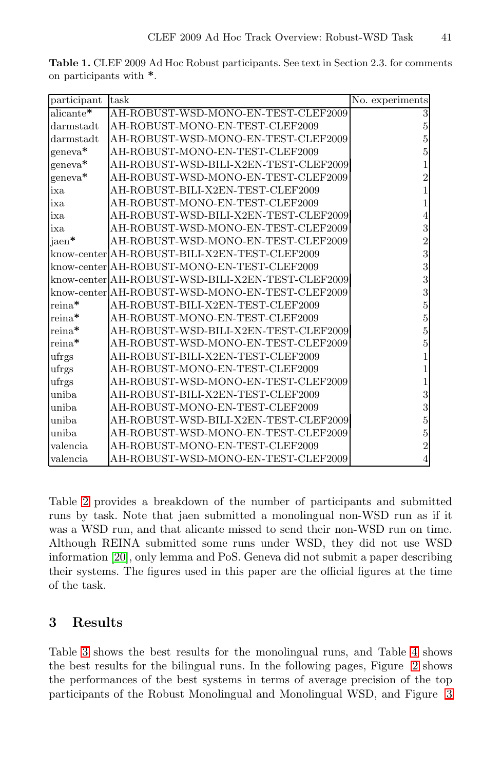**Table 1.** CLEF 2009 Ad Hoc Robust participants. See text in Section 2.3. for comments on participants with *.

| participant | task | No. experiments |
|---|---|---|
| alicante* | AH-ROBUST-WSD-MONO-EN-TEST-CLEF2009 | 3 |
| darmstadt | AH-ROBUST-MONO-EN-TEST-CLEF2009 | 5 |
| darmstadt | AH-ROBUST-WSD-MONO-EN-TEST-CLEF2009 | 5 |
| geneva* | AH-ROBUST-MONO-EN-TEST-CLEF2009 | 5 |
| geneva* | AH-ROBUST-WSD-BILI-X2EN-TEST-CLEF2009 | 1 |
| geneva* | AH-ROBUST-WSD-MONO-EN-TEST-CLEF2009 | 2 |
| ixa | AH-ROBUST-BILI-X2EN-TEST-CLEF2009 | 1 |
| ixa | AH-ROBUST-MONO-EN-TEST-CLEF2009 | 1 |
| ixa | AH-ROBUST-WSD-BILI-X2EN-TEST-CLEF2009 | 4 |
| ixa | AH-ROBUST-WSD-MONO-EN-TEST-CLEF2009 | 3 |
| jaen* | AH-ROBUST-WSD-MONO-EN-TEST-CLEF2009 | 2 |
| know-center | AH-ROBUST-BILI-X2EN-TEST-CLEF2009 | 3 |
| know-center | AH-ROBUST-MONO-EN-TEST-CLEF2009 | 3 |
| know-center | AH-ROBUST-WSD-BILI-X2EN-TEST-CLEF2009 | 3 |
| know-center | AH-ROBUST-WSD-MONO-EN-TEST-CLEF2009 | 3 |
| reina* | AH-ROBUST-BILI-X2EN-TEST-CLEF2009 | 5 |
| reina* | AH-ROBUST-MONO-EN-TEST-CLEF2009 | 5 |
| reina* | AH-ROBUST-WSD-BILI-X2EN-TEST-CLEF2009 | 5 |
| reina* | AH-ROBUST-WSD-MONO-EN-TEST-CLEF2009 | 5 |
| ufrgs | AH-ROBUST-BILI-X2EN-TEST-CLEF2009 | 1 |
| ufrgs | AH-ROBUST-MONO-EN-TEST-CLEF2009 | 1 |
| ufrgs | AH-ROBUST-WSD-MONO-EN-TEST-CLEF2009 | 1 |
| uniba | AH-ROBUST-BILI-X2EN-TEST-CLEF2009 | 3 |
| uniba | AH-ROBUST-MONO-EN-TEST-CLEF2009 | 3 |
| uniba | AH-ROBUST-WSD-BILI-X2EN-TEST-CLEF2009 | 5 |
| uniba | AH-ROBUST-WSD-MONO-EN-TEST-CLEF2009 | 5 |
| valencia | AH-ROBUST-MONO-EN-TEST-CLEF2009 | 2 |
| valencia | AH-ROBUST-WSD-MONO-EN-TEST-CLEF2009 | 4 |

Table 2 provides a breakdown of the number of participants and submitted runs by task. Note that jaen submitted a monolingual non-WSD run as if it was a WSD run, and that alicante missed to send their non-WSD run on time. Although REINA submitted some runs under WSD, they did not use WSD information [20], only lemma and PoS. Geneva did not submit a paper describing their systems. The figures used in this paper are the official figures at the time of the task.

## 3 Results

Table 3 shows the best results for the monolingual runs, and Table 4 shows the best results for the bilingual runs. In the following pages, Figure 2 shows the performances of the best systems in terms of average precision of the top participants of the Robust Monolingual and Monolingual WSD, and Figure 3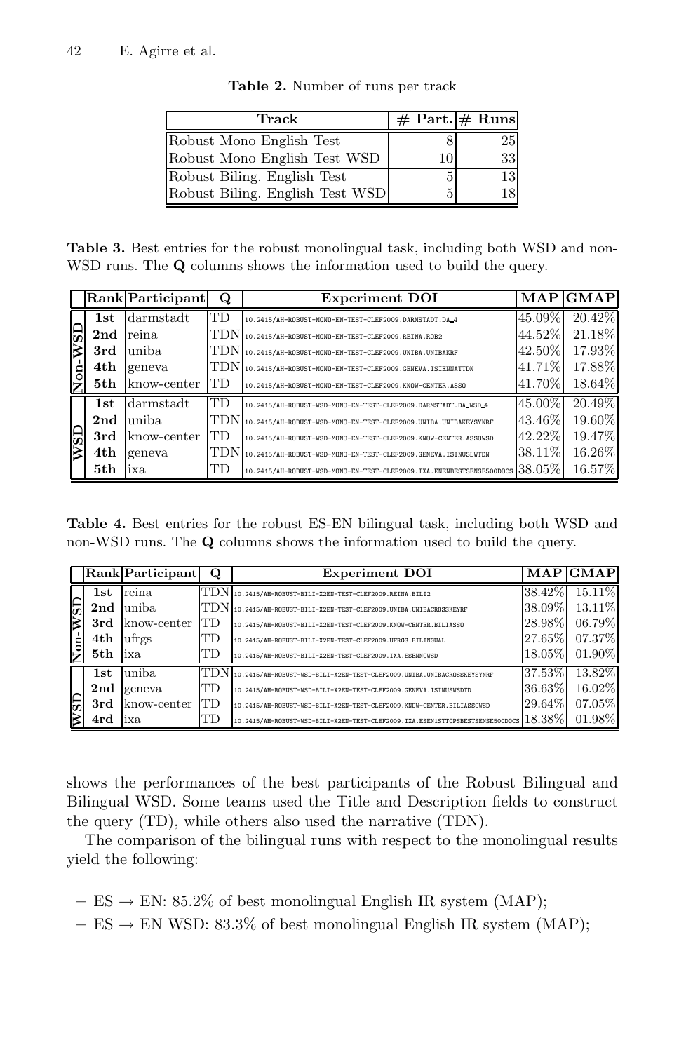**Table 2.** Number of runs per track

| Track | # Part. | # Runs |
|---|---|---|
| Robust Mono English Test | 8 | 25 |
| Robust Mono English Test WSD | 10 | 33 |
| Robust Biling. English Test | 5 | 13 |
| Robust Biling. English Test WSD | 5 | 18 |

**Table 3.** Best entries for the robust monolingual task, including both WSD and non-WSD runs. The **Q** columns shows the information used to build the query.

| | Rank | Participant | Q | Experiment DOI | MAP | GMAP |
|---|---|---|---|---|---|---|
| Non-WSD | **1st** | darmstadt | TD | 10.2415/AH-ROBUST-MONO-EN-TEST-CLEF2009.DARMSTADT.DA_4 | 45.09% | 20.42% |
| | **2nd** | reina | TDN | 10.2415/AH-ROBUST-MONO-EN-TEST-CLEF2009.REINA.ROB2 | 44.52% | 21.18% |
| | **3rd** | uniba | TDN | 10.2415/AH-ROBUST-MONO-EN-TEST-CLEF2009.UNIBA.UNIBAKRF | 42.50% | 17.93% |
| | **4th** | geneva | TDN | 10.2415/AH-ROBUST-MONO-EN-TEST-CLEF2009.GENEVA.ISIENNATTDN | 41.71% | 17.88% |
| | **5th** | know-center | TD | 10.2415/AH-ROBUST-MONO-EN-TEST-CLEF2009.KNOW-CENTER.ASSO | 41.70% | 18.64% |
| WSD | **1st** | darmstadt | TD | 10.2415/AH-ROBUST-WSD-MONO-EN-TEST-CLEF2009.DARMSTADT.DA_WSD_4 | 45.00% | 20.49% |
| | **2nd** | uniba | TDN | 10.2415/AH-ROBUST-WSD-MONO-EN-TEST-CLEF2009.UNIBA.UNIBAKEYSYNRF | 43.46% | 19.60% |
| | **3rd** | know-center | TD | 10.2415/AH-ROBUST-WSD-MONO-EN-TEST-CLEF2009.KNOW-CENTER.ASSOWSD | 42.22% | 19.47% |
| | **4th** | geneva | TDN | 10.2415/AH-ROBUST-WSD-MONO-EN-TEST-CLEF2009.GENEVA.ISINUSLWTDN | 38.11% | 16.26% |
| | **5th** | ixa | TD | 10.2415/AH-ROBUST-WSD-MONO-EN-TEST-CLEF2009.IXA.ENENBESTSENSE500DOCS | 38.05% | 16.57% |

**Table 4.** Best entries for the robust ES-EN bilingual task, including both WSD and non-WSD runs. The **Q** columns shows the information used to build the query.

| | Rank | Participant | Q | Experiment DOI | MAP | GMAP |
|---|---|---|---|---|---|---|
| Non-WSD | **1st** | reina | TDN | 10.2415/AH-ROBUST-BILI-X2EN-TEST-CLEF2009.REINA.BILI2 | 38.42% | 15.11% |
| | **2nd** | uniba | TDN | 10.2415/AH-ROBUST-BILI-X2EN-TEST-CLEF2009.UNIBA.UNIBACROSSKEYRF | 38.09% | 13.11% |
| | **3rd** | know-center | TD | 10.2415/AH-ROBUST-BILI-X2EN-TEST-CLEF2009.KNOW-CENTER.BILIASSO | 28.98% | 06.79% |
| | **4th** | ufrgs | TD | 10.2415/AH-ROBUST-BILI-X2EN-TEST-CLEF2009.UFRGS.BILINGUAL | 27.65% | 07.37% |
| | **5th** | ixa | TD | 10.2415/AH-ROBUST-BILI-X2EN-TEST-CLEF2009.IXA.ESENNOWSD | 18.05% | 01.90% |
| WSD | **1st** | uniba | TDN | 10.2415/AH-ROBUST-WSD-BILI-X2EN-TEST-CLEF2009.UNIBA.UNIBACROSSKEYSYNRF | 37.53% | 13.82% |
| | **2nd** | geneva | TD | 10.2415/AH-ROBUST-WSD-BILI-X2EN-TEST-CLEF2009.GENEVA.ISINUSWSDTD | 36.63% | 16.02% |
| | **3rd** | know-center | TD | 10.2415/AH-ROBUST-WSD-BILI-X2EN-TEST-CLEF2009.KNOW-CENTER.BILIASSOWSD | 29.64% | 07.05% |
| | **4rd** | ixa | TD | 10.2415/AH-ROBUST-WSD-BILI-X2EN-TEST-CLEF2009.IXA.ESEN1STTOPSBESTSENSE500DOCS | 18.38% | 01.98% |

shows the performances of the best participants of the Robust Bilingual and Bilingual WSD. Some teams used the Title and Description fields to construct the query (TD), while others also used the narrative (TDN).

The comparison of the bilingual runs with respect to the monolingual results yield the following:

- ES $\rightarrow$ EN: 85.2% of best monolingual English IR system (MAP);
- ES $\rightarrow$ EN WSD: 83.3% of best monolingual English IR system (MAP);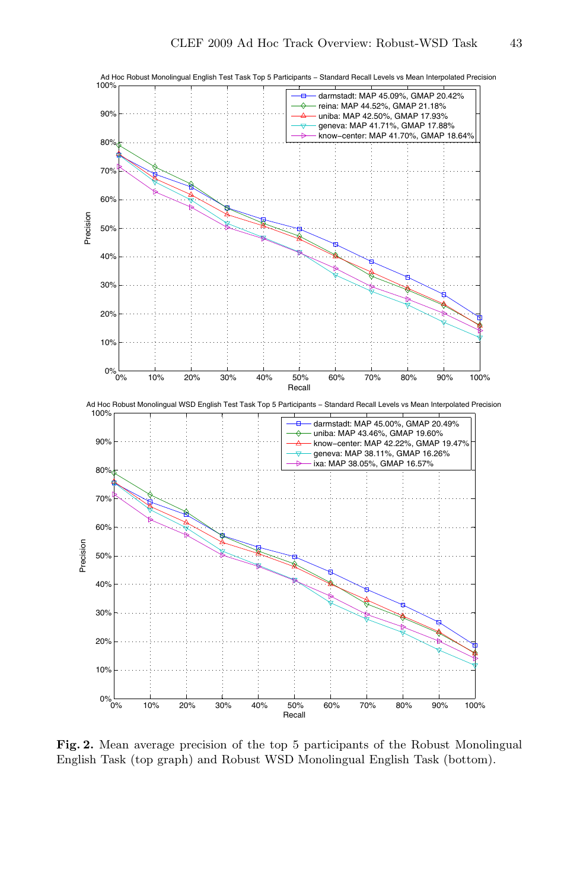Ad Hoc Robust Monolingual English Test Task Top 5 Participants – Standard Recall Levels vs Mean Interpolated Precision

- darmstadt: MAP 45.09%, GMAP 20.42%
- reina: MAP 44.52%, GMAP 21.18%
- uniba: MAP 42.50%, GMAP 17.93%
- geneva: MAP 41.71%, GMAP 17.88%
- know-center: MAP 41.70%, GMAP 18.64%

Ad Hoc Robust Monolingual WSD English Test Task Top 5 Participants – Standard Recall Levels vs Mean Interpolated Precision

- darmstadt: MAP 45.00%, GMAP 20.49%
- uniba: MAP 43.46%, GMAP 19.60%
- know-center: MAP 42.22%, GMAP 19.47%
- geneva: MAP 38.11%, GMAP 16.26%
- ixa: MAP 38.05%, GMAP 16.57%

**Fig. 2.** Mean average precision of the top 5 participants of the Robust Monolingual English Task (top graph) and Robust WSD Monolingual English Task (bottom).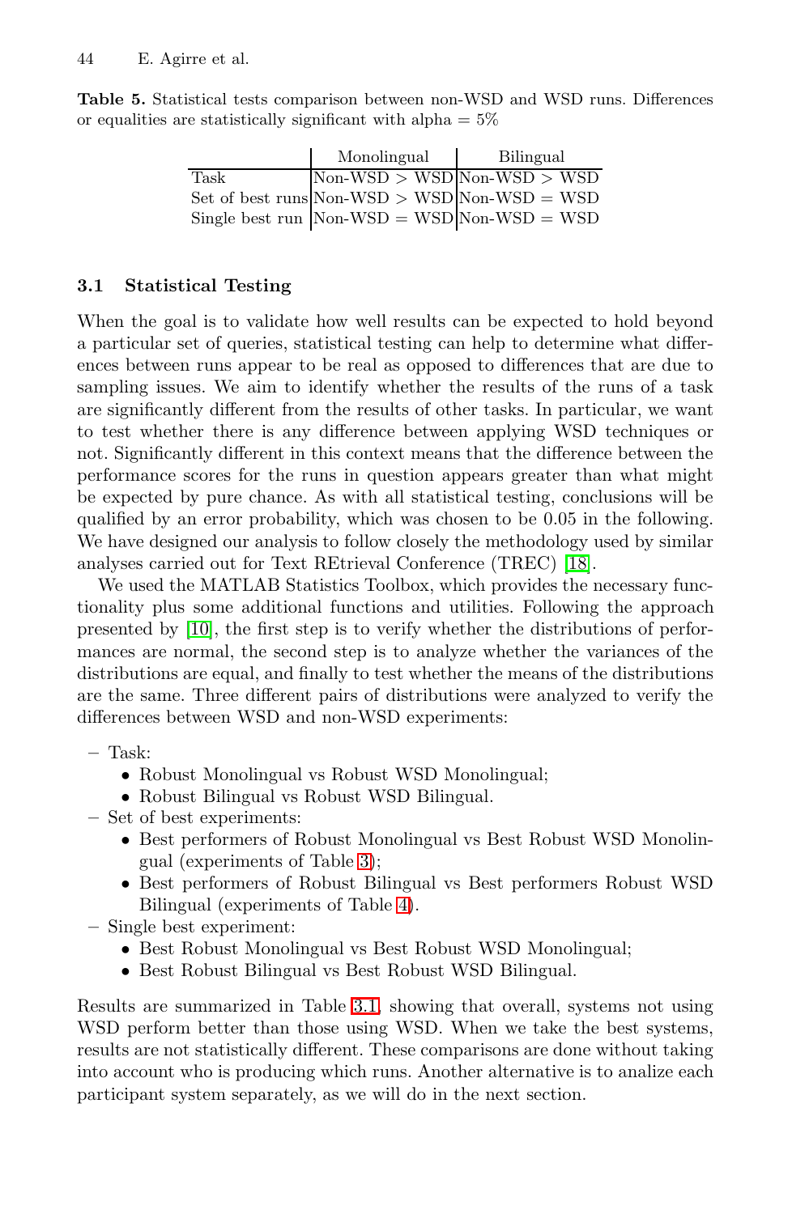**Table 5.** Statistical tests comparison between non-WSD and WSD runs. Differences or equalities are statistically significant with alpha = 5%

| | Monolingual | Bilingual |
|---|---|---|
| Task | Non-WSD > WSD | Non-WSD > WSD |
| Set of best runs | Non-WSD > WSD | Non-WSD = WSD |
| Single best run | Non-WSD = WSD | Non-WSD = WSD |

### 3.1 Statistical Testing

When the goal is to validate how well results can be expected to hold beyond a particular set of queries, statistical testing can help to determine what differences between runs appear to be real as opposed to differences that are due to sampling issues. We aim to identify whether the results of the runs of a task are significantly different from the results of other tasks. In particular, we want to test whether there is any difference between applying WSD techniques or not. Significantly different in this context means that the difference between the performance scores for the runs in question appears greater than what might be expected by pure chance. As with all statistical testing, conclusions will be qualified by an error probability, which was chosen to be 0.05 in the following. We have designed our analysis to follow closely the methodology used by similar analyses carried out for Text REtrieval Conference (TREC) [18].

We used the MATLAB Statistics Toolbox, which provides the necessary functionality plus some additional functions and utilities. Following the approach presented by [10], the first step is to verify whether the distributions of performances are normal, the second step is to analyze whether the variances of the distributions are equal, and finally to test whether the means of the distributions are the same. Three different pairs of distributions were analyzed to verify the differences between WSD and non-WSD experiments:

- Task:
  - Robust Monolingual vs Robust WSD Monolingual;
  - Robust Bilingual vs Robust WSD Bilingual.
- Set of best experiments:
  - Best performers of Robust Monolingual vs Best Robust WSD Monolingual (experiments of Table 3);
  - Best performers of Robust Bilingual vs Best performers Robust WSD Bilingual (experiments of Table 4).
- Single best experiment:
  - Best Robust Monolingual vs Best Robust WSD Monolingual;
  - Best Robust Bilingual vs Best Robust WSD Bilingual.

Results are summarized in Table 3.1, showing that overall, systems not using WSD perform better than those using WSD. When we take the best systems, results are not statistically different. These comparisons are done without taking into account who is producing which runs. Another alternative is to analize each participant system separately, as we will do in the next section.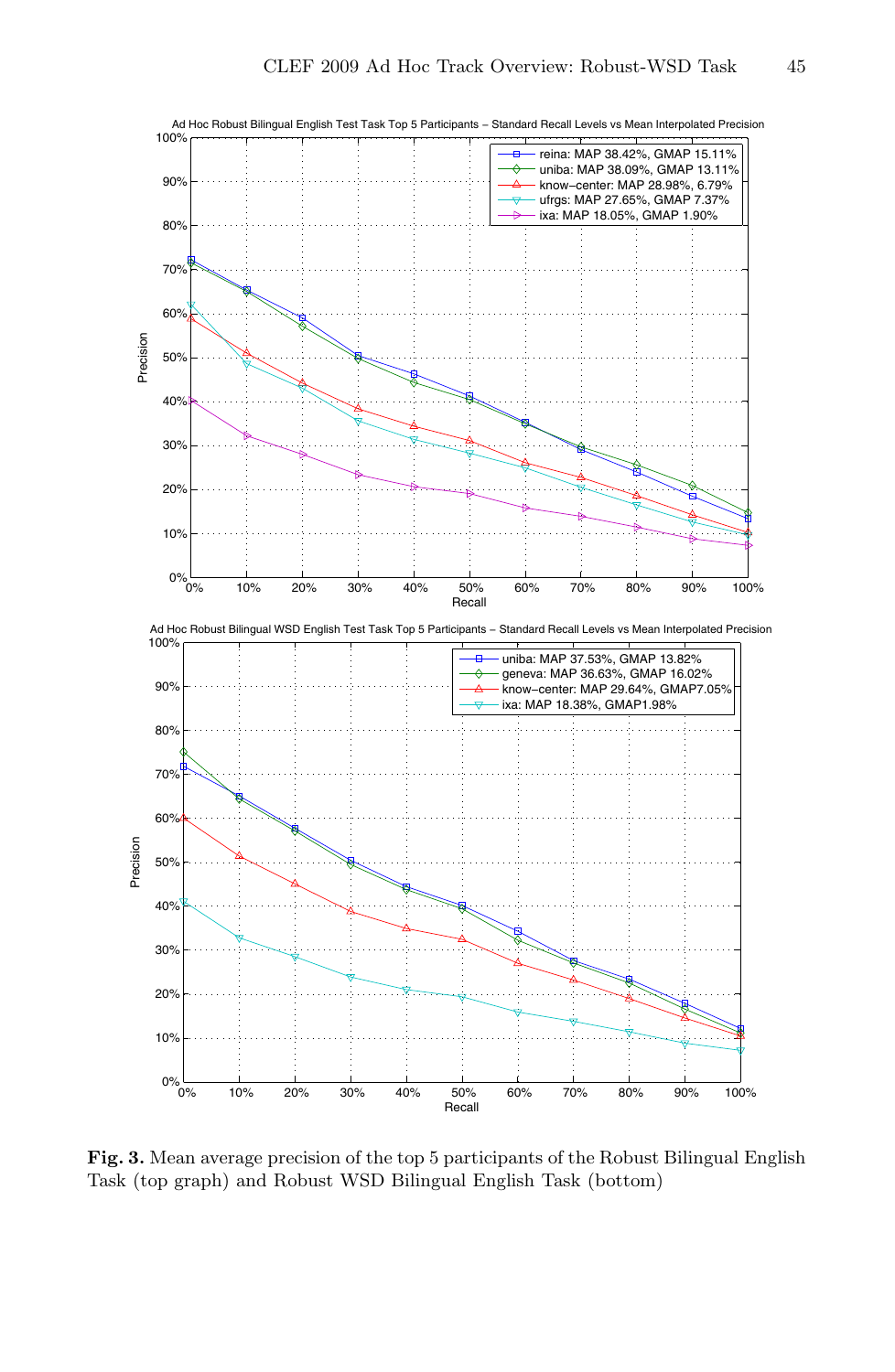**Fig. 3.** Mean average precision of the top 5 participants of the Robust Bilingual English Task (top graph) and Robust WSD Bilingual English Task (bottom)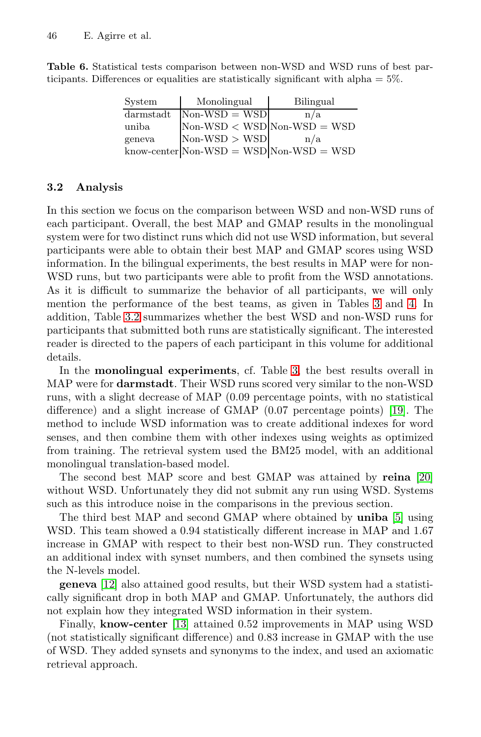**Table 6.** Statistical tests comparison between non-WSD and WSD runs of best participants. Differences or equalities are statistically significant with alpha = 5%.

| System | Monolingual | Bilingual |
|---|---|---|
| darmstadt | Non-WSD = WSD | n/a |
| uniba | Non-WSD < WSD | Non-WSD = WSD |
| geneva | Non-WSD > WSD | n/a |
| know-center | Non-WSD = WSD | Non-WSD = WSD |

### 3.2 Analysis

In this section we focus on the comparison between WSD and non-WSD runs of each participant. Overall, the best MAP and GMAP results in the monolingual system were for two distinct runs which did not use WSD information, but several participants were able to obtain their best MAP and GMAP scores using WSD information. In the bilingual experiments, the best results in MAP were for non-WSD runs, but two participants were able to profit from the WSD annotations. As it is difficult to summarize the behavior of all participants, we will only mention the performance of the best teams, as given in Tables 3 and 4. In addition, Table 3.2 summarizes whether the best WSD and non-WSD runs for participants that submitted both runs are statistically significant. The interested reader is directed to the papers of each participant in this volume for additional details.

In the **monolingual experiments**, cf. Table 3, the best results overall in MAP were for **darmstadt**. Their WSD runs scored very similar to the non-WSD runs, with a slight decrease of MAP (0.09 percentage points, with no statistical difference) and a slight increase of GMAP (0.07 percentage points) [19]. The method to include WSD information was to create additional indexes for word senses, and then combine them with other indexes using weights as optimized from training. The retrieval system used the BM25 model, with an additional monolingual translation-based model.

The second best MAP score and best GMAP was attained by **reina** [20] without WSD. Unfortunately they did not submit any run using WSD. Systems such as this introduce noise in the comparisons in the previous section.

The third best MAP and second GMAP where obtained by **uniba** [5] using WSD. This team showed a 0.94 statistically different increase in MAP and 1.67 increase in GMAP with respect to their best non-WSD run. They constructed an additional index with synset numbers, and then combined the synsets using the N-levels model.

**geneva** [12] also attained good results, but their WSD system had a statistically significant drop in both MAP and GMAP. Unfortunately, the authors did not explain how they integrated WSD information in their system.

Finally, **know-center** [13] attained 0.52 improvements in MAP using WSD (not statistically significant difference) and 0.83 increase in GMAP with the use of WSD. They added synsets and synonyms to the index, and used an axiomatic retrieval approach.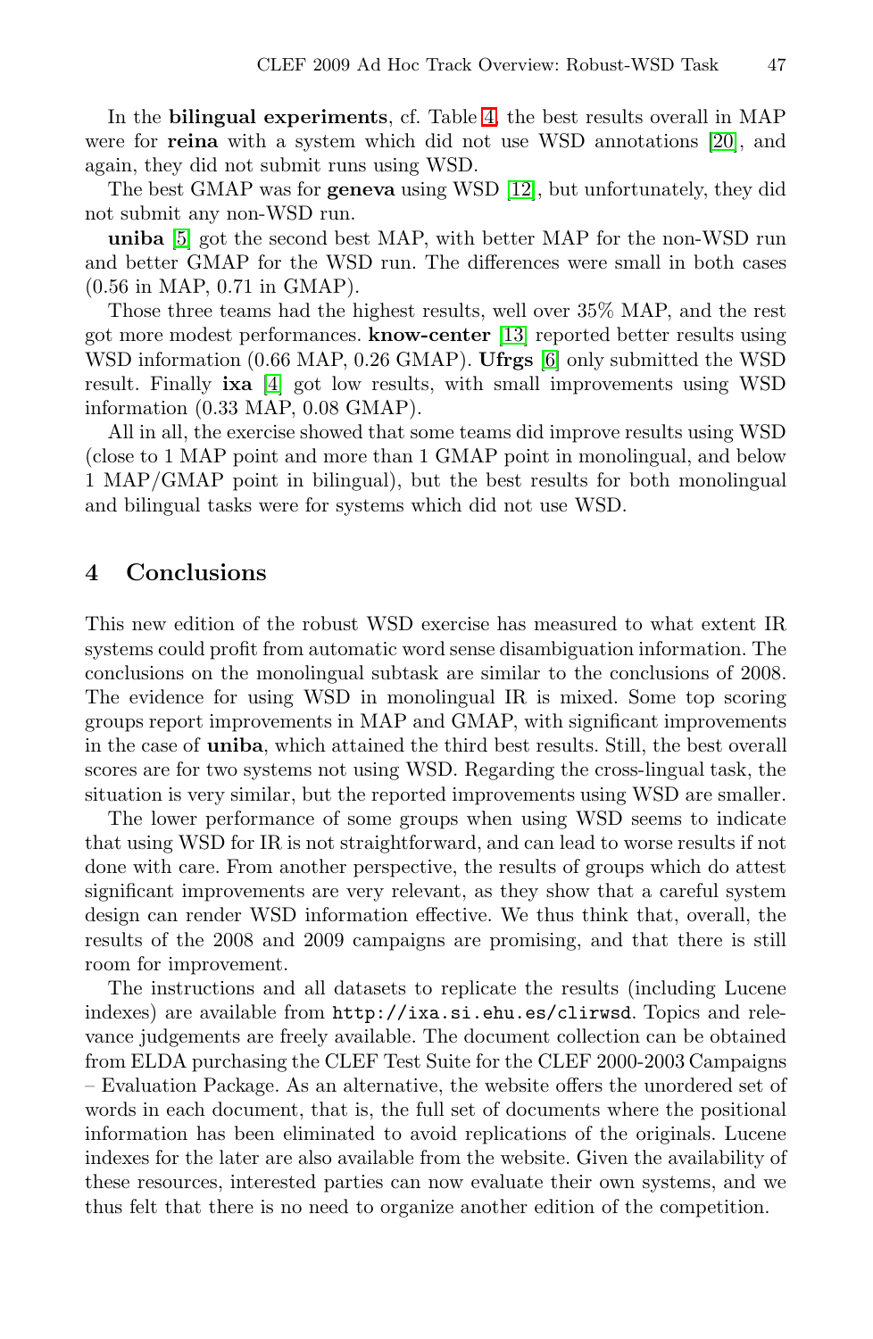In the **bilingual experiments**, cf. Table 4, the best results overall in MAP were for **reina** with a system which did not use WSD annotations [20], and again, they did not submit runs using WSD.

The best GMAP was for **geneva** using WSD [12], but unfortunately, they did not submit any non-WSD run.

**uniba** [5] got the second best MAP, with better MAP for the non-WSD run and better GMAP for the WSD run. The differences were small in both cases (0.56 in MAP, 0.71 in GMAP).

Those three teams had the highest results, well over 35% MAP, and the rest got more modest performances. **know-center** [13] reported better results using WSD information (0.66 MAP, 0.26 GMAP). **Ufrgs** [6] only submitted the WSD result. Finally **ixa** [4] got low results, with small improvements using WSD information (0.33 MAP, 0.08 GMAP).

All in all, the exercise showed that some teams did improve results using WSD (close to 1 MAP point and more than 1 GMAP point in monolingual, and below 1 MAP/GMAP point in bilingual), but the best results for both monolingual and bilingual tasks were for systems which did not use WSD.

## 4 Conclusions

This new edition of the robust WSD exercise has measured to what extent IR systems could profit from automatic word sense disambiguation information. The conclusions on the monolingual subtask are similar to the conclusions of 2008. The evidence for using WSD in monolingual IR is mixed. Some top scoring groups report improvements in MAP and GMAP, with significant improvements in the case of **uniba**, which attained the third best results. Still, the best overall scores are for two systems not using WSD. Regarding the cross-lingual task, the situation is very similar, but the reported improvements using WSD are smaller.

The lower performance of some groups when using WSD seems to indicate that using WSD for IR is not straightforward, and can lead to worse results if not done with care. From another perspective, the results of groups which do attest significant improvements are very relevant, as they show that a careful system design can render WSD information effective. We thus think that, overall, the results of the 2008 and 2009 campaigns are promising, and that there is still room for improvement.

The instructions and all datasets to replicate the results (including Lucene indexes) are available from `http://ixa.si.ehu.es/clirwsd`. Topics and relevance judgements are freely available. The document collection can be obtained from ELDA purchasing the CLEF Test Suite for the CLEF 2000-2003 Campaigns – Evaluation Package. As an alternative, the website offers the unordered set of words in each document, that is, the full set of documents where the positional information has been eliminated to avoid replications of the originals. Lucene indexes for the later are also available from the website. Given the availability of these resources, interested parties can now evaluate their own systems, and we thus felt that there is no need to organize another edition of the competition.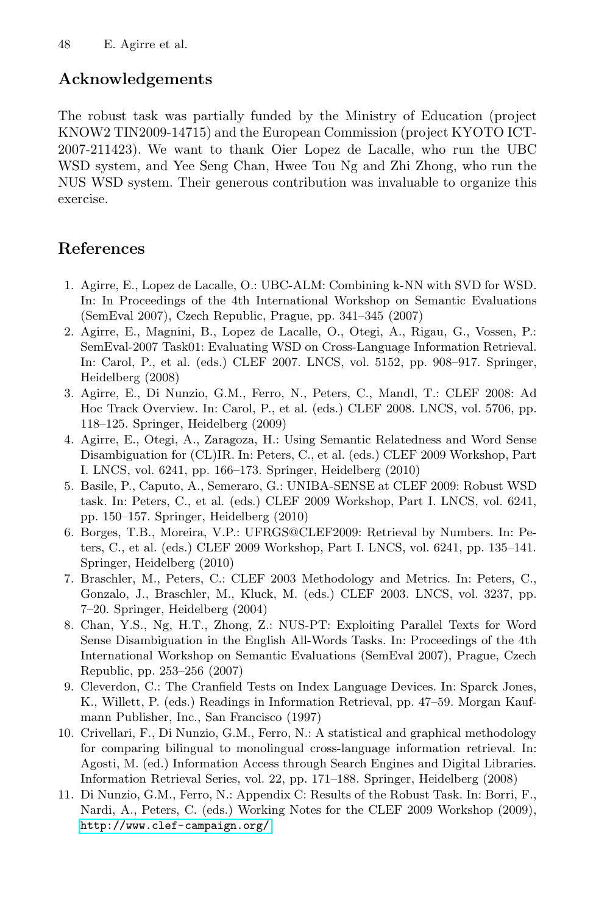## Acknowledgements

The robust task was partially funded by the Ministry of Education (project KNOW2 TIN2009-14715) and the European Commission (project KYOTO ICT-2007-211423). We want to thank Oier Lopez de Lacalle, who run the UBC WSD system, and Yee Seng Chan, Hwee Tou Ng and Zhi Zhong, who run the NUS WSD system. Their generous contribution was invaluable to organize this exercise.

## References

1. Agirre, E., Lopez de Lacalle, O.: UBC-ALM: Combining k-NN with SVD for WSD. In: In Proceedings of the 4th International Workshop on Semantic Evaluations (SemEval 2007), Czech Republic, Prague, pp. 341–345 (2007)
2. Agirre, E., Magnini, B., Lopez de Lacalle, O., Otegi, A., Rigau, G., Vossen, P.: SemEval-2007 Task01: Evaluating WSD on Cross-Language Information Retrieval. In: Carol, P., et al. (eds.) CLEF 2007. LNCS, vol. 5152, pp. 908–917. Springer, Heidelberg (2008)
3. Agirre, E., Di Nunzio, G.M., Ferro, N., Peters, C., Mandl, T.: CLEF 2008: Ad Hoc Track Overview. In: Carol, P., et al. (eds.) CLEF 2008. LNCS, vol. 5706, pp. 118–125. Springer, Heidelberg (2009)
4. Agirre, E., Otegi, A., Zaragoza, H.: Using Semantic Relatedness and Word Sense Disambiguation for (CL)IR. In: Peters, C., et al. (eds.) CLEF 2009 Workshop, Part I. LNCS, vol. 6241, pp. 166–173. Springer, Heidelberg (2010)
5. Basile, P., Caputo, A., Semeraro, G.: UNIBA-SENSE at CLEF 2009: Robust WSD task. In: Peters, C., et al. (eds.) CLEF 2009 Workshop, Part I. LNCS, vol. 6241, pp. 150–157. Springer, Heidelberg (2010)
6. Borges, T.B., Moreira, V.P.: UFRGS@CLEF2009: Retrieval by Numbers. In: Peters, C., et al. (eds.) CLEF 2009 Workshop, Part I. LNCS, vol. 6241, pp. 135–141. Springer, Heidelberg (2010)
7. Braschler, M., Peters, C.: CLEF 2003 Methodology and Metrics. In: Peters, C., Gonzalo, J., Braschler, M., Kluck, M. (eds.) CLEF 2003. LNCS, vol. 3237, pp. 7–20. Springer, Heidelberg (2004)
8. Chan, Y.S., Ng, H.T., Zhong, Z.: NUS-PT: Exploiting Parallel Texts for Word Sense Disambiguation in the English All-Words Tasks. In: Proceedings of the 4th International Workshop on Semantic Evaluations (SemEval 2007), Prague, Czech Republic, pp. 253–256 (2007)
9. Cleverdon, C.: The Cranfield Tests on Index Language Devices. In: Sparck Jones, K., Willett, P. (eds.) Readings in Information Retrieval, pp. 47–59. Morgan Kaufmann Publisher, Inc., San Francisco (1997)
10. Crivellari, F., Di Nunzio, G.M., Ferro, N.: A statistical and graphical methodology for comparing bilingual to monolingual cross-language information retrieval. In: Agosti, M. (ed.) Information Access through Search Engines and Digital Libraries. Information Retrieval Series, vol. 22, pp. 171–188. Springer, Heidelberg (2008)
11. Di Nunzio, G.M., Ferro, N.: Appendix C: Results of the Robust Task. In: Borri, F., Nardi, A., Peters, C. (eds.) Working Notes for the CLEF 2009 Workshop (2009), http://www.clef-campaign.org/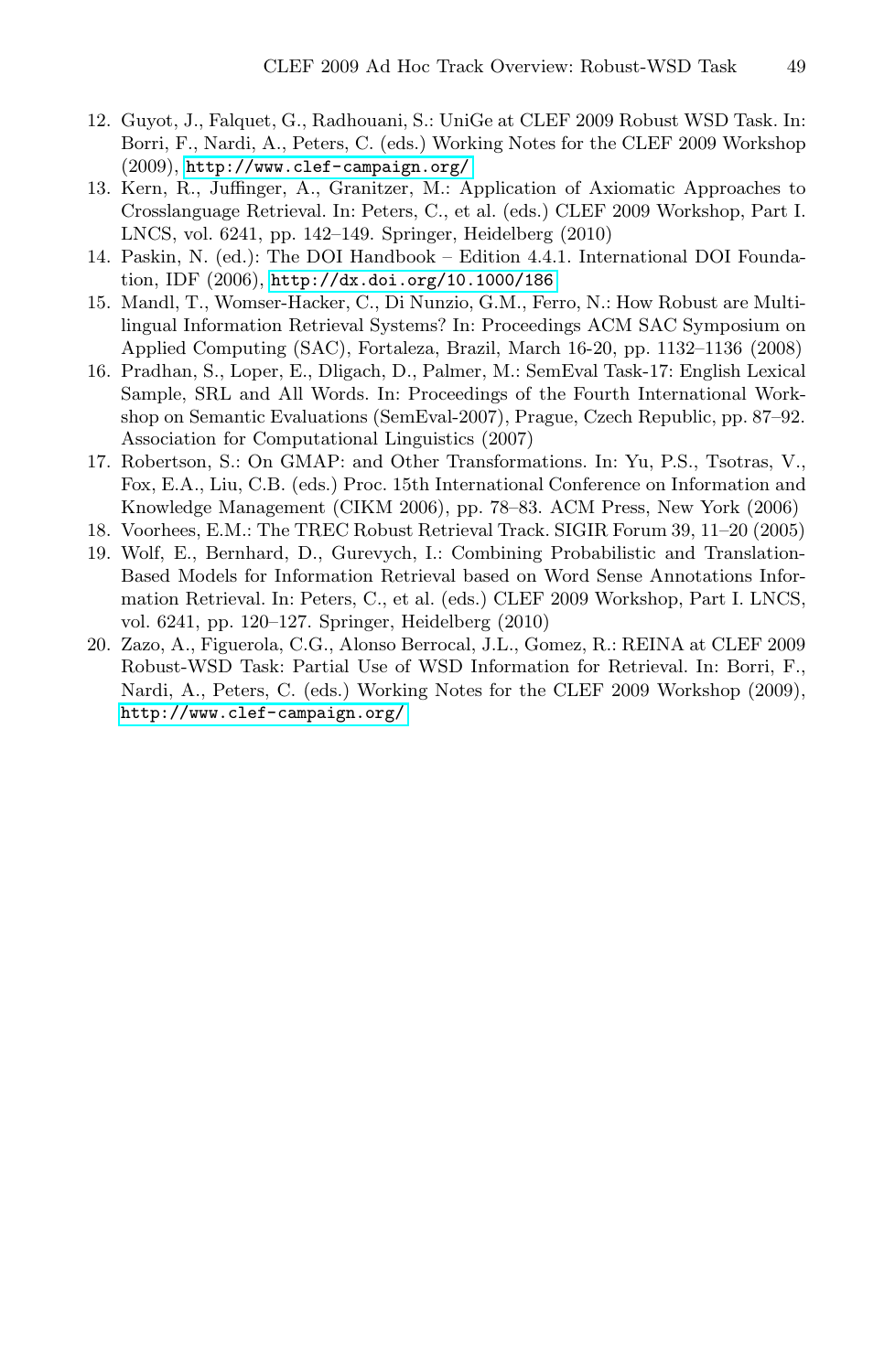12. Guyot, J., Falquet, G., Radhouani, S.: UniGe at CLEF 2009 Robust WSD Task. In: Borri, F., Nardi, A., Peters, C. (eds.) Working Notes for the CLEF 2009 Workshop (2009), http://www.clef-campaign.org/
13. Kern, R., Juffinger, A., Granitzer, M.: Application of Axiomatic Approaches to Crosslanguage Retrieval. In: Peters, C., et al. (eds.) CLEF 2009 Workshop, Part I. LNCS, vol. 6241, pp. 142–149. Springer, Heidelberg (2010)
14. Paskin, N. (ed.): The DOI Handbook – Edition 4.4.1. International DOI Foundation, IDF (2006), http://dx.doi.org/10.1000/186
15. Mandl, T., Womser-Hacker, C., Di Nunzio, G.M., Ferro, N.: How Robust are Multilingual Information Retrieval Systems? In: Proceedings ACM SAC Symposium on Applied Computing (SAC), Fortaleza, Brazil, March 16-20, pp. 1132–1136 (2008)
16. Pradhan, S., Loper, E., Dligach, D., Palmer, M.: SemEval Task-17: English Lexical Sample, SRL and All Words. In: Proceedings of the Fourth International Workshop on Semantic Evaluations (SemEval-2007), Prague, Czech Republic, pp. 87–92. Association for Computational Linguistics (2007)
17. Robertson, S.: On GMAP: and Other Transformations. In: Yu, P.S., Tsotras, V., Fox, E.A., Liu, C.B. (eds.) Proc. 15th International Conference on Information and Knowledge Management (CIKM 2006), pp. 78–83. ACM Press, New York (2006)
18. Voorhees, E.M.: The TREC Robust Retrieval Track. SIGIR Forum 39, 11–20 (2005)
19. Wolf, E., Bernhard, D., Gurevych, I.: Combining Probabilistic and Translation-Based Models for Information Retrieval based on Word Sense Annotations Information Retrieval. In: Peters, C., et al. (eds.) CLEF 2009 Workshop, Part I. LNCS, vol. 6241, pp. 120–127. Springer, Heidelberg (2010)
20. Zazo, A., Figuerola, C.G., Alonso Berrocal, J.L., Gomez, R.: REINA at CLEF 2009 Robust-WSD Task: Partial Use of WSD Information for Retrieval. In: Borri, F., Nardi, A., Peters, C. (eds.) Working Notes for the CLEF 2009 Workshop (2009), http://www.clef-campaign.org/